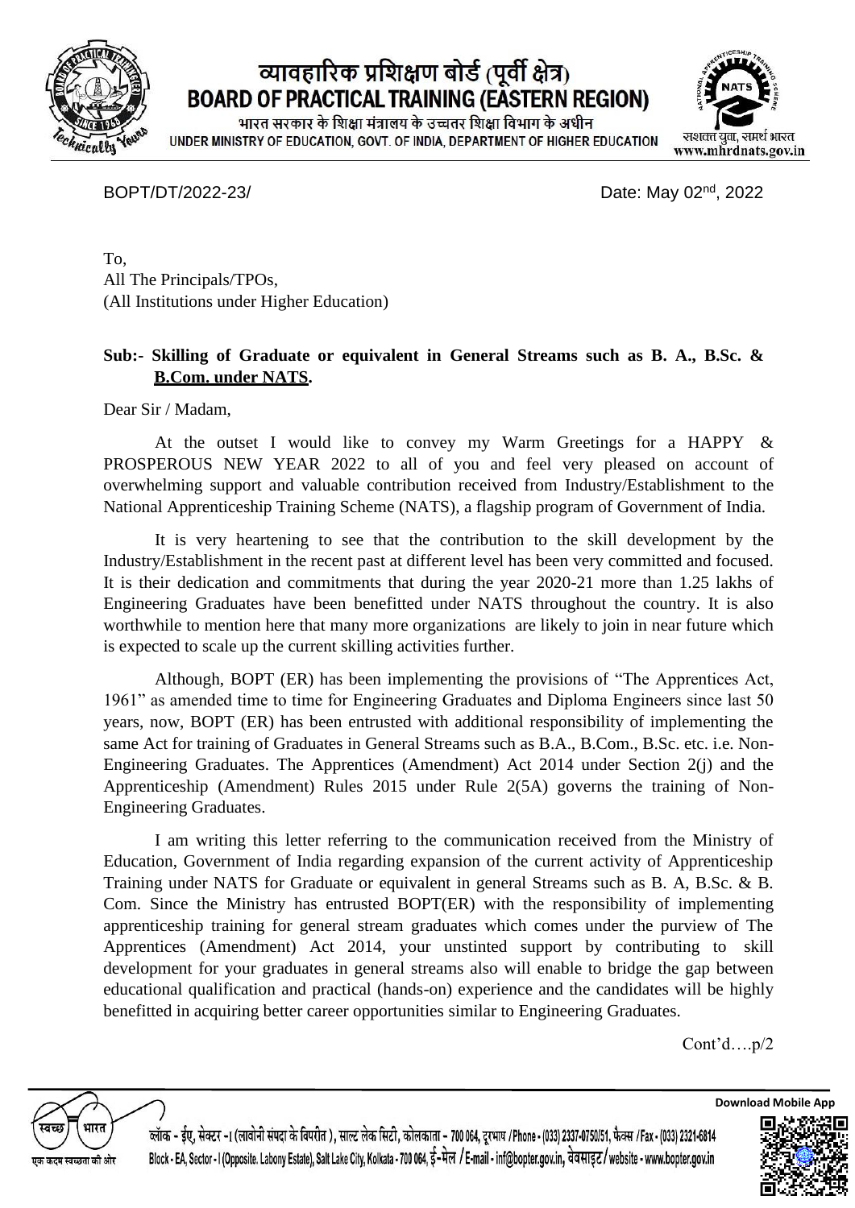# व्यावहारिक प्रशिक्षण बोर्ड (पूर्वी क्षेत्र)
# BOARD OF PRACTICAL TRAINING (EASTERN REGION)

भारत सरकार के शिक्षा मंत्रालय के उच्चतर शिक्षा विभाग के अधीन
UNDER MINISTRY OF EDUCATION, GOVT. OF INDIA, DEPARTMENT OF HIGHER EDUCATION

सशक्त युवा, समर्थ भारत
www.mhrdnats.gov.in

BOPT/DT/2022-23/ Date: May 02nd, 2022

To,
All The Principals/TPOs,
(All Institutions under Higher Education)

**Sub:- Skilling of Graduate or equivalent in General Streams such as B. A., B.Sc. & B.Com. under NATS.**

Dear Sir / Madam,

At the outset I would like to convey my Warm Greetings for a HAPPY & PROSPEROUS NEW YEAR 2022 to all of you and feel very pleased on account of overwhelming support and valuable contribution received from Industry/Establishment to the National Apprenticeship Training Scheme (NATS), a flagship program of Government of India.

It is very heartening to see that the contribution to the skill development by the Industry/Establishment in the recent past at different level has been very committed and focused. It is their dedication and commitments that during the year 2020-21 more than 1.25 lakhs of Engineering Graduates have been benefitted under NATS throughout the country. It is also worthwhile to mention here that many more organizations are likely to join in near future which is expected to scale up the current skilling activities further.

Although, BOPT (ER) has been implementing the provisions of "The Apprentices Act, 1961" as amended time to time for Engineering Graduates and Diploma Engineers since last 50 years, now, BOPT (ER) has been entrusted with additional responsibility of implementing the same Act for training of Graduates in General Streams such as B.A., B.Com., B.Sc. etc. i.e. Non-Engineering Graduates. The Apprentices (Amendment) Act 2014 under Section 2(j) and the Apprenticeship (Amendment) Rules 2015 under Rule 2(5A) governs the training of Non-Engineering Graduates.

I am writing this letter referring to the communication received from the Ministry of Education, Government of India regarding expansion of the current activity of Apprenticeship Training under NATS for Graduate or equivalent in general Streams such as B. A, B.Sc. & B. Com. Since the Ministry has entrusted BOPT(ER) with the responsibility of implementing apprenticeship training for general stream graduates which comes under the purview of The Apprentices (Amendment) Act 2014, your unstinted support by contributing to skill development for your graduates in general streams also will enable to bridge the gap between educational qualification and practical (hands-on) experience and the candidates will be highly benefitted in acquiring better career opportunities similar to Engineering Graduates.

Cont'd….p/2

ब्लॉक - ईए, सेक्टर -I (लाबोनी संपदा के विपरीत), साल्ट लेक सिटी, कोलकाता - 700 064, दूरभाष /Phone - (033) 2337-0750/51, फैक्स /Fax - (033) 2321-6814
Block - EA, Sector - I (Opposite. Labony Estate), Salt Lake City, Kolkata - 700 064, ई-मेल /E-mail - inf@bopter.gov.in, वेबसाइट/website - www.bopter.gov.in

Download Mobile App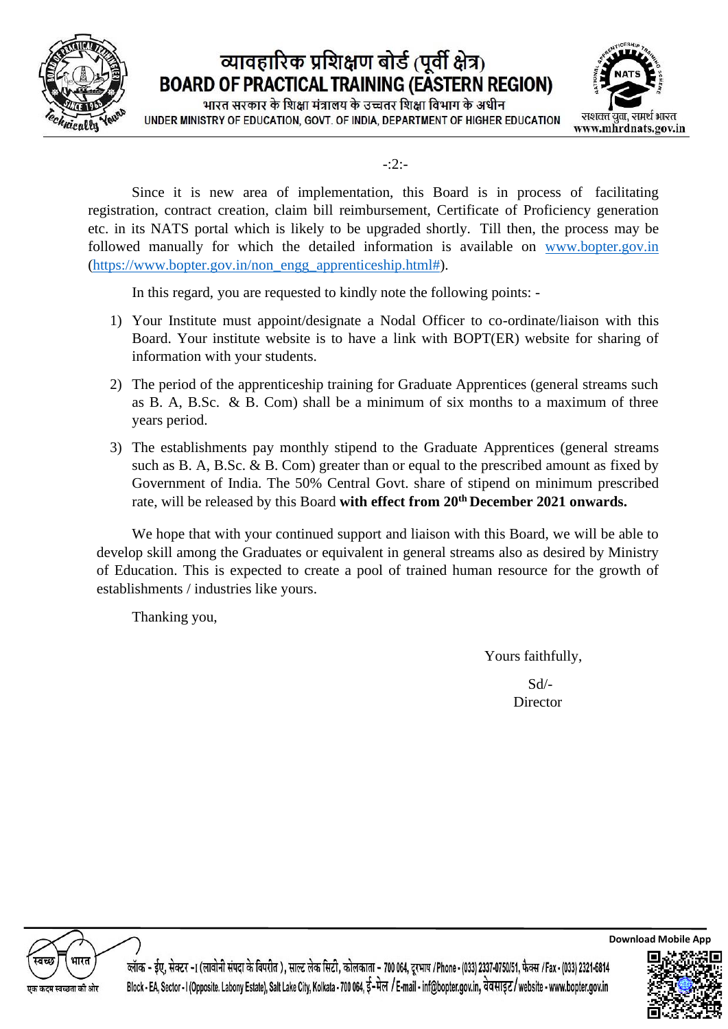Since it is new area of implementation, this Board is in process of facilitating registration, contract creation, claim bill reimbursement, Certificate of Proficiency generation etc. in its NATS portal which is likely to be upgraded shortly. Till then, the process may be followed manually for which the detailed information is available on www.bopter.gov.in (https://www.bopter.gov.in/non_engg_apprenticeship.html#).

In this regard, you are requested to kindly note the following points: -

1) Your Institute must appoint/designate a Nodal Officer to co-ordinate/liaison with this Board. Your institute website is to have a link with BOPT(ER) website for sharing of information with your students.
2) The period of the apprenticeship training for Graduate Apprentices (general streams such as B. A, B.Sc. & B. Com) shall be a minimum of six months to a maximum of three years period.
3) The establishments pay monthly stipend to the Graduate Apprentices (general streams such as B. A, B.Sc. & B. Com) greater than or equal to the prescribed amount as fixed by Government of India. The 50% Central Govt. share of stipend on minimum prescribed rate, will be released by this Board **with effect from 20th December 2021 onwards.**

We hope that with your continued support and liaison with this Board, we will be able to develop skill among the Graduates or equivalent in general streams also as desired by Ministry of Education. This is expected to create a pool of trained human resource for the growth of establishments / industries like yours.

Thanking you,

Yours faithfully,

Sd/-
Director